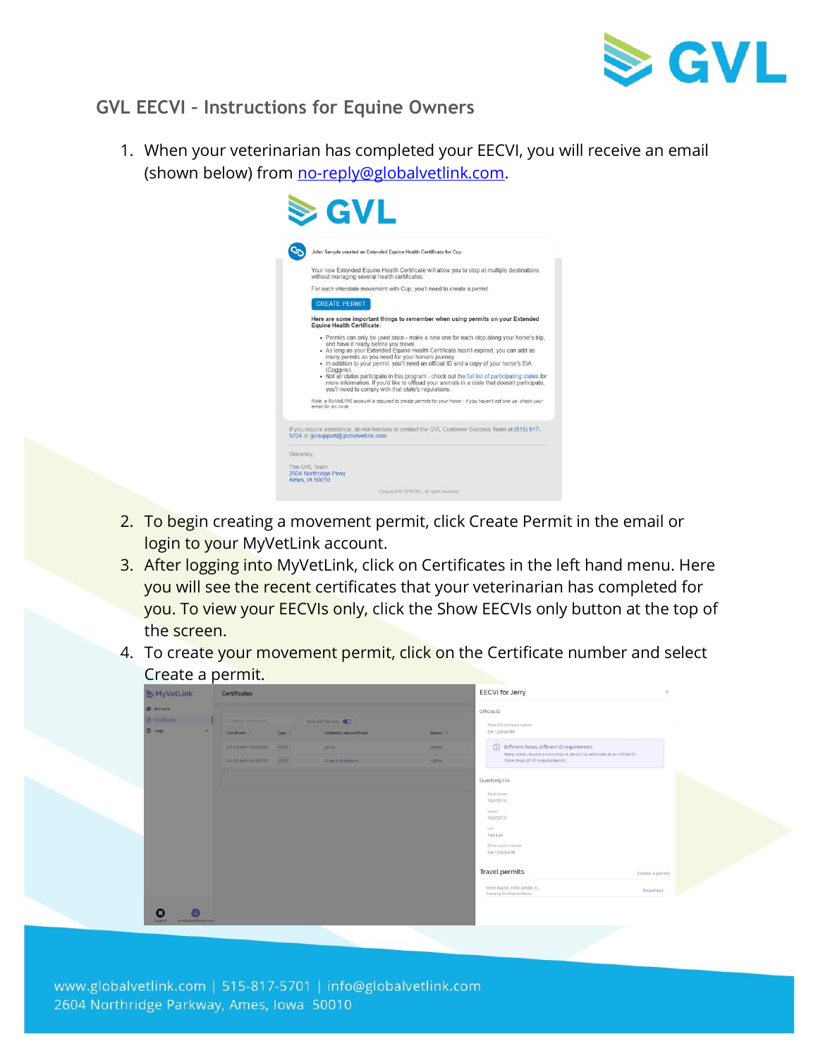## GVL EECVI – Instructions for Equine Owners

1. When your veterinarian has completed your EECVI, you will receive an email (shown below) from no-reply@globalvetlink.com.

2. To begin creating a movement permit, click Create Permit in the email or login to your MyVetLink account.
3. After logging into MyVetLink, click on Certificates in the left hand menu. Here you will see the recent certificates that your veterinarian has completed for you. To view your EECVIs only, click the Show EECVIs only button at the top of the screen.
4. To create your movement permit, click on the Certificate number and select Create a permit.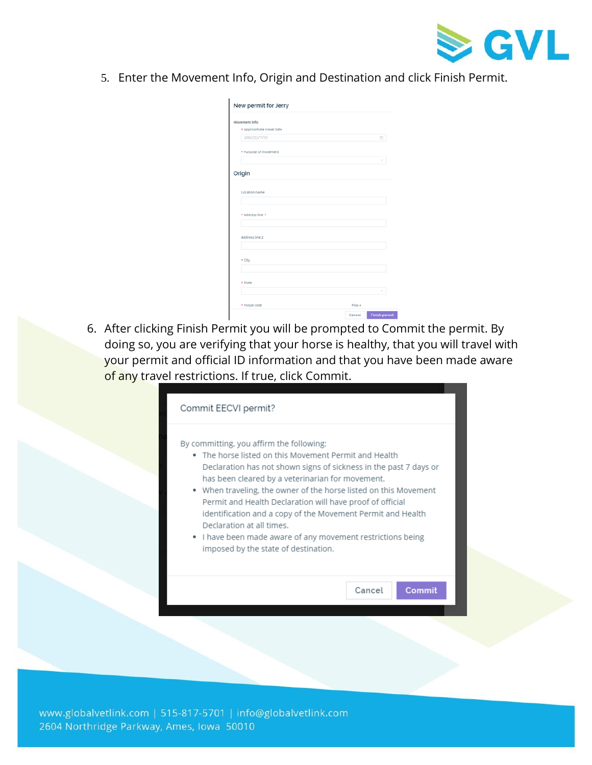5. Enter the Movement Info, Origin and Destination and click Finish Permit.

6. After clicking Finish Permit you will be prompted to Commit the permit. By doing so, you are verifying that your horse is healthy, that you will travel with your permit and official ID information and that you have been made aware of any travel restrictions. If true, click Commit.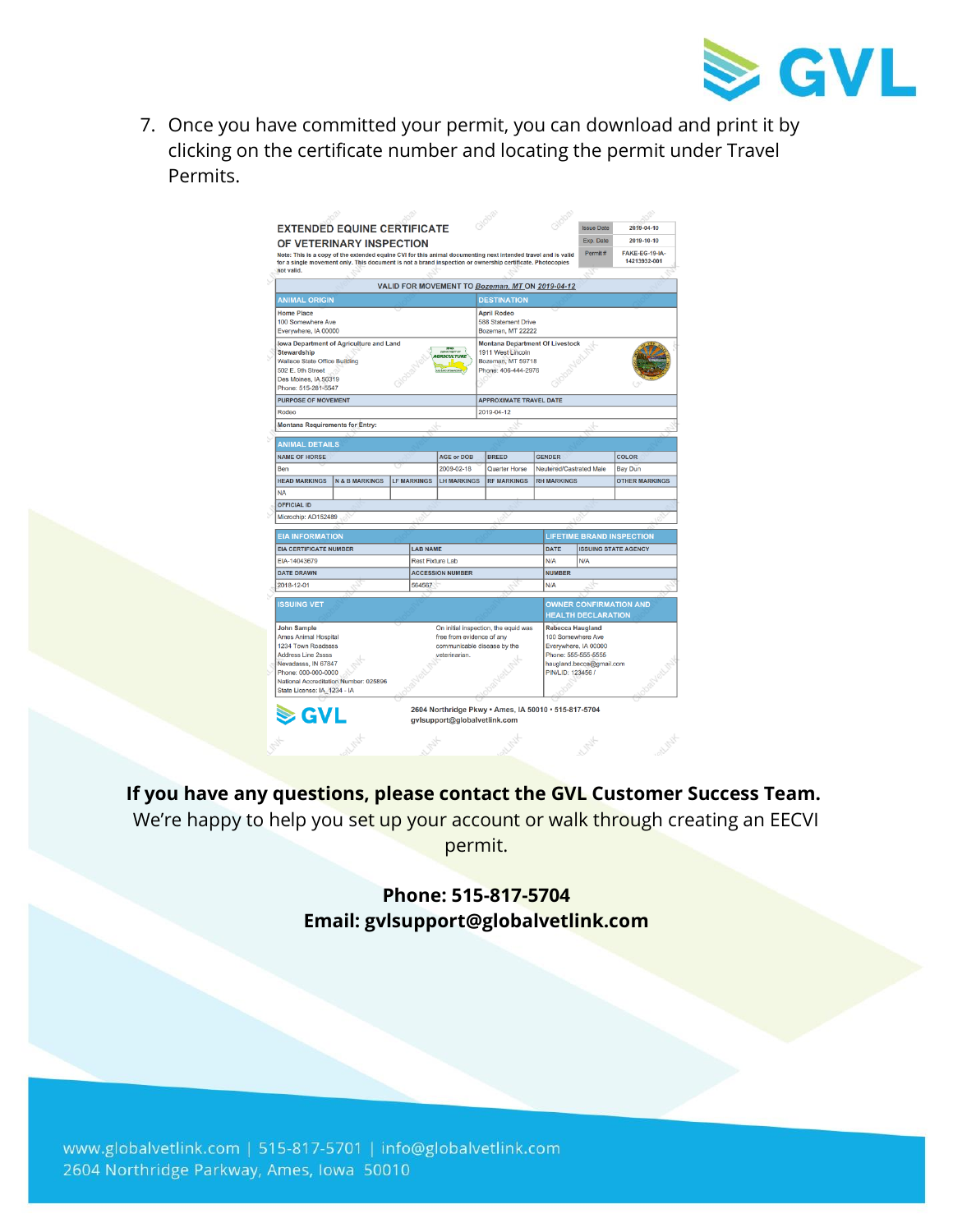7. Once you have committed your permit, you can download and print it by clicking on the certificate number and locating the permit under Travel Permits.

EXTENDED EQUINE CERTIFICATE
OF VETERINARY INSPECTION

| | |
|---|---|
| Issue Date | 2019-04-10 |
| Exp. Date | 2019-10-10 |
| Permit # | FAKE-EG-19-IA-14213932-001 |

Note: This is a copy of the extended equine CVI for this animal documenting next intended travel and is valid for a single movement only. This document is not a brand inspection or ownership certificate. Photocopies not valid.

VALID FOR MOVEMENT TO Bozeman, MT ON 2019-04-12

| ANIMAL ORIGIN | DESTINATION |
|---|---|
| Home Place<br>100 Somewhere Ave<br>Everywhere, IA 00000 | April Rodeo<br>588 Statement Drive<br>Bozeman, MT 22222 |
| Iowa Department of Agriculture and Land Stewardship<br>Wallace State Office Building<br>502 E. 9th Street<br>Des Moines, IA 50319<br>Phone: 515-281-5547 | Montana Department Of Livestock<br>1911 West Lincoln<br>Bozeman, MT 59718<br>Phone: 406-444-2976 |
| PURPOSE OF MOVEMENT | APPROXIMATE TRAVEL DATE |
| Rodeo | 2019-04-12 |

Montana Requirements for Entry:

ANIMAL DETAILS

| NAME OF HORSE | AGE or DOB | BREED | GENDER | COLOR |
|---|---|---|---|---|
| Ben | 2009-02-18 | Quarter Horse | Neutered/Castrated Male | Bay Dun |

| HEAD MARKINGS | N & B MARKINGS | LF MARKINGS | LH MARKINGS | RF MARKINGS | RH MARKINGS | OTHER MARKINGS |
|---|---|---|---|---|---|---|
| NA | | | | | | |

OFFICIAL ID
Microchip: AD152489

| EIA INFORMATION | | LIFETIME BRAND INSPECTION | |
|---|---|---|---|
| EIA CERTIFICATE NUMBER | LAB NAME | DATE | ISSUING STATE AGENCY |
| EIA-14043679 | Rest Fixture Lab | N/A | N/A |
| DATE DRAWN | ACCESSION NUMBER | NUMBER | |
| 2018-12-01 | 564567 | N/A | |

| ISSUING VET | | OWNER CONFIRMATION AND HEALTH DECLARATION |
|---|---|---|
| John Sample<br>Ames Animal Hospital<br>1234 Town Roadsss<br>Address Line 2ssss<br>Nevadasss, IN 67847<br>Phone: 000-000-0000<br>National Accreditation Number: 025896<br>State License: IA_1234 - IA | On initial inspection, the equid was free from evidence of any communicable disease by the veterinarian. | Rebecca Haugland<br>100 Somewhere Ave<br>Everywhere, IA 00000<br>Phone: 555-555-5555<br>haugland.becca@gmail.com<br>PIN/LID: 123456 / |

GVL
2604 Northridge Pkwy • Ames, IA 50010 • 515-817-5704
gvlsupport@globalvetlink.com

**If you have any questions, please contact the GVL Customer Success Team.**
We're happy to help you set up your account or walk through creating an EECVI permit.

**Phone: 515-817-5704**
**Email: gvlsupport@globalvetlink.com**

www.globalvetlink.com | 515-817-5701 | info@globalvetlink.com
2604 Northridge Parkway, Ames, Iowa 50010